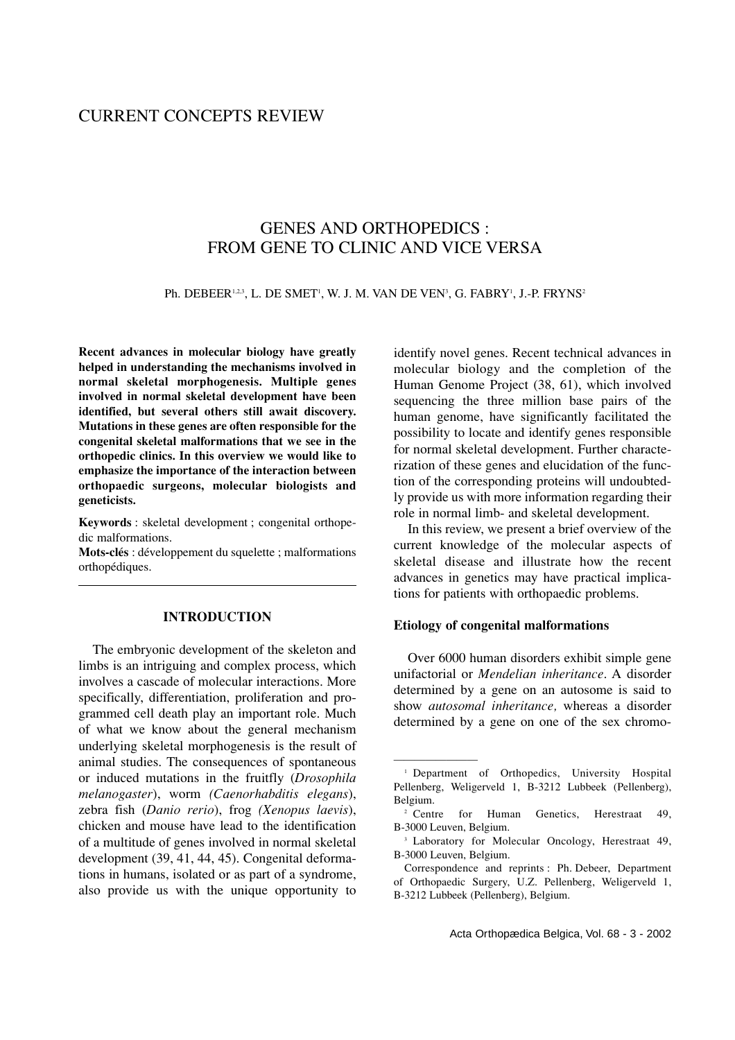# CURRENT CONCEPTS REVIEW

## GENES AND ORTHOPEDICS : FROM GENE TO CLINIC AND VICE VERSA

Ph. DEBEER[1,2,3], L. DE SMET[1], W. J. M. VAN DE VEN[3], G. FABRY[1], J.-P. FRYNS[2]

**Recent advances in molecular biology have greatly helped in understanding the mechanisms involved in normal skeletal morphogenesis. Multiple genes involved in normal skeletal development have been identified, but several others still await discovery. Mutations in these genes are often responsible for the congenital skeletal malformations that we see in the orthopedic clinics. In this overview we would like to emphasize the importance of the interaction between orthopaedic surgeons, molecular biologists and geneticists.**

**Keywords** : skeletal development ; congenital orthopedic malformations.

**Mots-clés** : développement du squelette ; malformations orthopédiques.

---

### INTRODUCTION

The embryonic development of the skeleton and limbs is an intriguing and complex process, which involves a cascade of molecular interactions. More specifically, differentiation, proliferation and programmed cell death play an important role. Much of what we know about the general mechanism underlying skeletal morphogenesis is the result of animal studies. The consequences of spontaneous or induced mutations in the fruitfly (*Drosophila melanogaster*), worm *(Caenorhabditis elegans*), zebra fish (*Danio rerio*), frog *(Xenopus laevis*), chicken and mouse have lead to the identification of a multitude of genes involved in normal skeletal development (39, 41, 44, 45). Congenital deformations in humans, isolated or as part of a syndrome, also provide us with the unique opportunity to identify novel genes. Recent technical advances in molecular biology and the completion of the Human Genome Project (38, 61), which involved sequencing the three million base pairs of the human genome, have significantly facilitated the possibility to locate and identify genes responsible for normal skeletal development. Further characterization of these genes and elucidation of the function of the corresponding proteins will undoubtedly provide us with more information regarding their role in normal limb- and skeletal development.

In this review, we present a brief overview of the current knowledge of the molecular aspects of skeletal disease and illustrate how the recent advances in genetics may have practical implications for patients with orthopaedic problems.

**Etiology of congenital malformations**

Over 6000 human disorders exhibit simple gene unifactorial or *Mendelian inheritance*. A disorder determined by a gene on an autosome is said to show *autosomal inheritance,* whereas a disorder determined by a gene on one of the sex chromo-

---

[1] Department of Orthopedics, University Hospital Pellenberg, Weligerveld 1, B-3212 Lubbeek (Pellenberg), Belgium.

[2] Centre for Human Genetics, Herestraat 49, B-3000 Leuven, Belgium.

[3] Laboratory for Molecular Oncology, Herestraat 49, B-3000 Leuven, Belgium.

Correspondence and reprints : Ph. Debeer, Department of Orthopaedic Surgery, U.Z. Pellenberg, Weligerveld 1, B-3212 Lubbeek (Pellenberg), Belgium.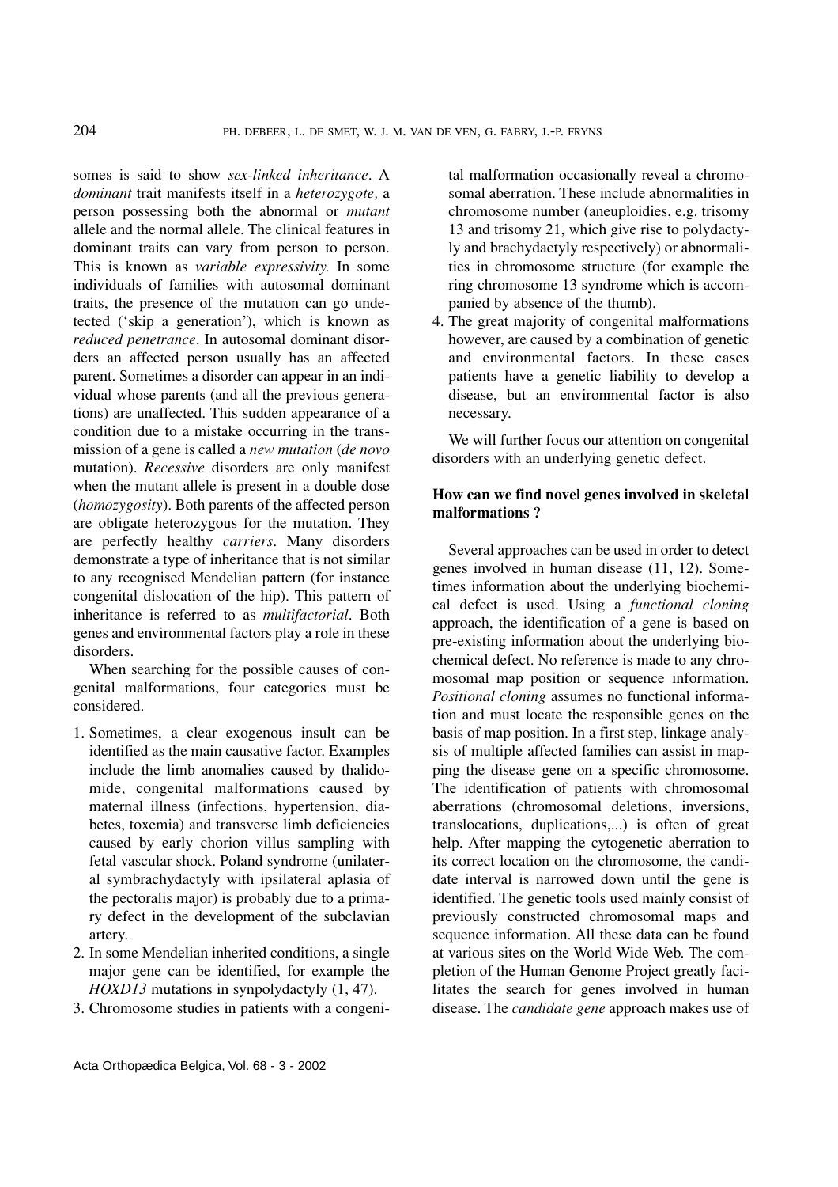somes is said to show *sex-linked inheritance*. A *dominant* trait manifests itself in a *heterozygote,* a person possessing both the abnormal or *mutant* allele and the normal allele. The clinical features in dominant traits can vary from person to person. This is known as *variable expressivity.* In some individuals of families with autosomal dominant traits, the presence of the mutation can go undetected ('skip a generation'), which is known as *reduced penetrance*. In autosomal dominant disorders an affected person usually has an affected parent. Sometimes a disorder can appear in an individual whose parents (and all the previous generations) are unaffected. This sudden appearance of a condition due to a mistake occurring in the transmission of a gene is called a *new mutation* (*de novo* mutation). *Recessive* disorders are only manifest when the mutant allele is present in a double dose (*homozygosity*). Both parents of the affected person are obligate heterozygous for the mutation. They are perfectly healthy *carriers*. Many disorders demonstrate a type of inheritance that is not similar to any recognised Mendelian pattern (for instance congenital dislocation of the hip). This pattern of inheritance is referred to as *multifactorial*. Both genes and environmental factors play a role in these disorders.

When searching for the possible causes of congenital malformations, four categories must be considered.

1. Sometimes, a clear exogenous insult can be identified as the main causative factor. Examples include the limb anomalies caused by thalidomide, congenital malformations caused by maternal illness (infections, hypertension, diabetes, toxemia) and transverse limb deficiencies caused by early chorion villus sampling with fetal vascular shock. Poland syndrome (unilateral symbrachydactyly with ipsilateral aplasia of the pectoralis major) is probably due to a primary defect in the development of the subclavian artery.
2. In some Mendelian inherited conditions, a single major gene can be identified, for example the *HOXD13* mutations in synpolydactyly (1, 47).
3. Chromosome studies in patients with a congenital malformation occasionally reveal a chromosomal aberration. These include abnormalities in chromosome number (aneuploidies, e.g. trisomy 13 and trisomy 21, which give rise to polydactyly and brachydactyly respectively) or abnormalities in chromosome structure (for example the ring chromosome 13 syndrome which is accompanied by absence of the thumb).
4. The great majority of congenital malformations however, are caused by a combination of genetic and environmental factors. In these cases patients have a genetic liability to develop a disease, but an environmental factor is also necessary.

We will further focus our attention on congenital disorders with an underlying genetic defect.

## How can we find novel genes involved in skeletal malformations ?

Several approaches can be used in order to detect genes involved in human disease (11, 12). Sometimes information about the underlying biochemical defect is used. Using a *functional cloning* approach, the identification of a gene is based on pre-existing information about the underlying biochemical defect. No reference is made to any chromosomal map position or sequence information. *Positional cloning* assumes no functional information and must locate the responsible genes on the basis of map position. In a first step, linkage analysis of multiple affected families can assist in mapping the disease gene on a specific chromosome. The identification of patients with chromosomal aberrations (chromosomal deletions, inversions, translocations, duplications,...) is often of great help. After mapping the cytogenetic aberration to its correct location on the chromosome, the candidate interval is narrowed down until the gene is identified. The genetic tools used mainly consist of previously constructed chromosomal maps and sequence information. All these data can be found at various sites on the World Wide Web. The completion of the Human Genome Project greatly facilitates the search for genes involved in human disease. The *candidate gene* approach makes use of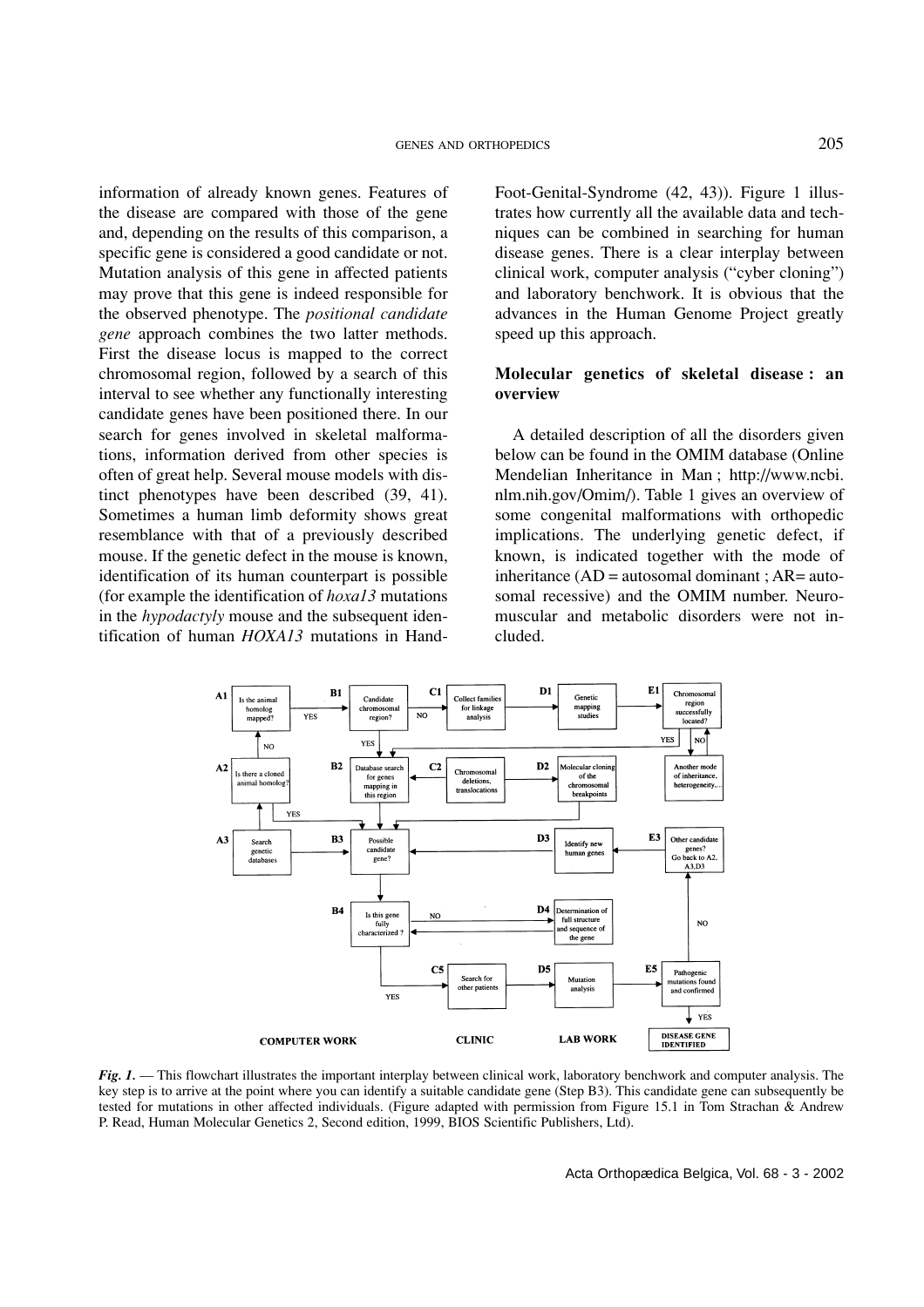information of already known genes. Features of the disease are compared with those of the gene and, depending on the results of this comparison, a specific gene is considered a good candidate or not. Mutation analysis of this gene in affected patients may prove that this gene is indeed responsible for the observed phenotype. The *positional candidate gene* approach combines the two latter methods. First the disease locus is mapped to the correct chromosomal region, followed by a search of this interval to see whether any functionally interesting candidate genes have been positioned there. In our search for genes involved in skeletal malformations, information derived from other species is often of great help. Several mouse models with distinct phenotypes have been described (39, 41). Sometimes a human limb deformity shows great resemblance with that of a previously described mouse. If the genetic defect in the mouse is known, identification of its human counterpart is possible (for example the identification of *hoxa13* mutations in the *hypodactyly* mouse and the subsequent identification of human *HOXA13* mutations in Hand-Foot-Genital-Syndrome (42, 43)). Figure 1 illustrates how currently all the available data and techniques can be combined in searching for human disease genes. There is a clear interplay between clinical work, computer analysis ("cyber cloning") and laboratory benchwork. It is obvious that the advances in the Human Genome Project greatly speed up this approach.

## Molecular genetics of skeletal disease : an overview

A detailed description of all the disorders given below can be found in the OMIM database (Online Mendelian Inheritance in Man ; http://www.ncbi.nlm.nih.gov/Omim/). Table 1 gives an overview of some congenital malformations with orthopedic implications. The underlying genetic defect, if known, is indicated together with the mode of inheritance (AD = autosomal dominant ; AR= autosomal recessive) and the OMIM number. Neuromuscular and metabolic disorders were not included.

*Fig. 1.* — This flowchart illustrates the important interplay between clinical work, laboratory benchwork and computer analysis. The key step is to arrive at the point where you can identify a suitable candidate gene (Step B3). This candidate gene can subsequently be tested for mutations in other affected individuals. (Figure adapted with permission from Figure 15.1 in Tom Strachan & Andrew P. Read, Human Molecular Genetics 2, Second edition, 1999, BIOS Scientific Publishers, Ltd).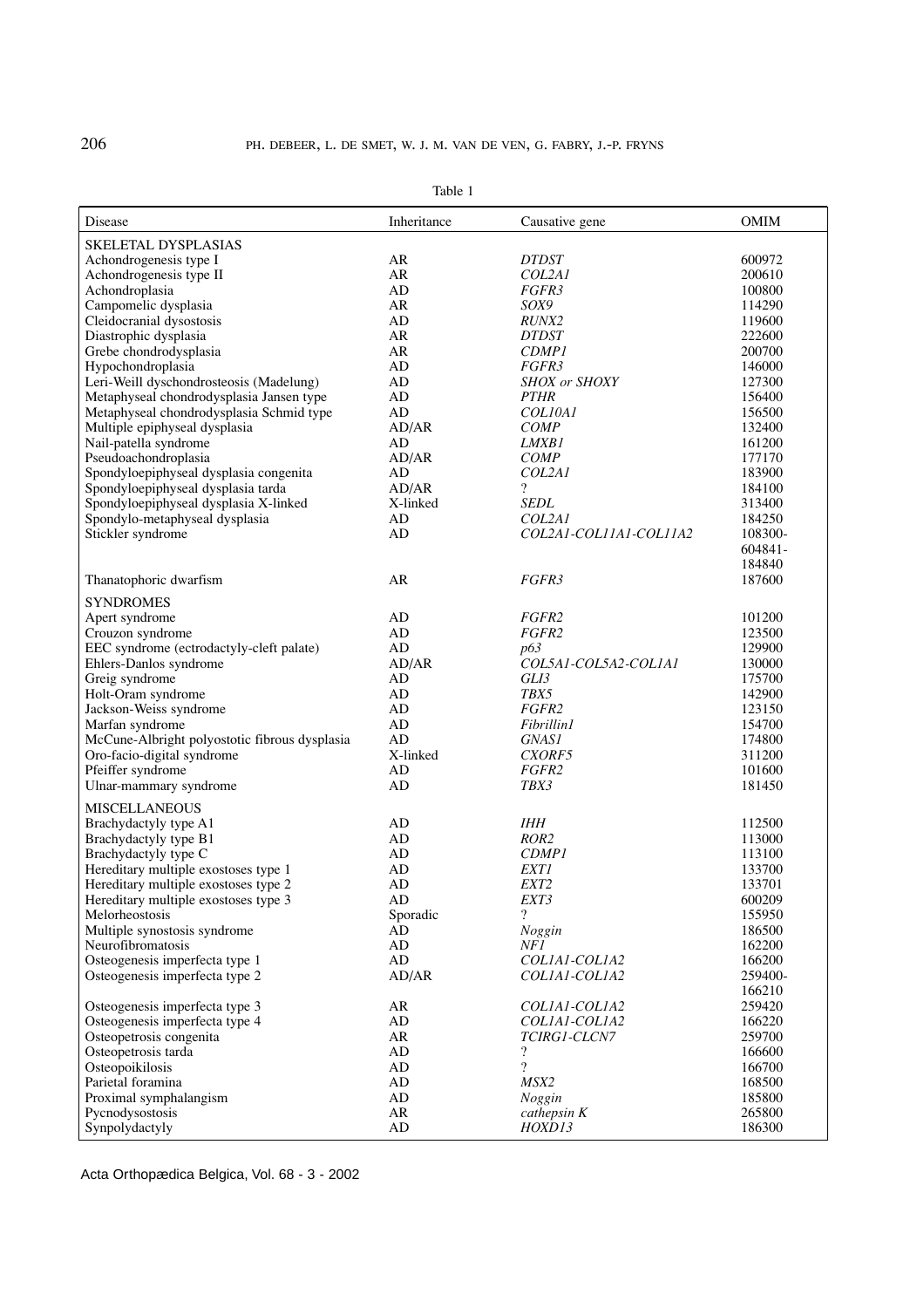Table 1

| Disease | Inheritance | Causative gene | OMIM |
|---|---|---|---|
| SKELETAL DYSPLASIAS | | | |
| Achondrogenesis type I | AR | *DTDST* | 600972 |
| Achondrogenesis type II | AR | *COL2A1* | 200610 |
| Achondroplasia | AD | *FGFR3* | 100800 |
| Campomelic dysplasia | AR | *SOX9* | 114290 |
| Cleidocranial dysostosis | AD | *RUNX2* | 119600 |
| Diastrophic dysplasia | AR | *DTDST* | 222600 |
| Grebe chondrodysplasia | AR | *CDMP1* | 200700 |
| Hypochondroplasia | AD | *FGFR3* | 146000 |
| Leri-Weill dyschondrosteosis (Madelung) | AD | *SHOX or SHOXY* | 127300 |
| Metaphyseal chondrodysplasia Jansen type | AD | *PTHR* | 156400 |
| Metaphyseal chondrodysplasia Schmid type | AD | *COL10A1* | 156500 |
| Multiple epiphyseal dysplasia | AD/AR | *COMP* | 132400 |
| Nail-patella syndrome | AD | *LMXB1* | 161200 |
| Pseudoachondroplasia | AD/AR | *COMP* | 177170 |
| Spondyloepiphyseal dysplasia congenita | AD | *COL2A1* | 183900 |
| Spondyloepiphyseal dysplasia tarda | AD/AR | ? | 184100 |
| Spondyloepiphyseal dysplasia X-linked | X-linked | *SEDL* | 313400 |
| Spondylo-metaphyseal dysplasia | AD | *COL2A1* | 184250 |
| Stickler syndrome | AD | *COL2A1-COL11A1-COL11A2* | 108300-604841-184840 |
| Thanatophoric dwarfism | AR | *FGFR3* | 187600 |
| SYNDROMES | | | |
| Apert syndrome | AD | *FGFR2* | 101200 |
| Crouzon syndrome | AD | *FGFR2* | 123500 |
| EEC syndrome (ectrodactyly-cleft palate) | AD | *p63* | 129900 |
| Ehlers-Danlos syndrome | AD/AR | *COL5A1-COL5A2-COL1A1* | 130000 |
| Greig syndrome | AD | *GLI3* | 175700 |
| Holt-Oram syndrome | AD | *TBX5* | 142900 |
| Jackson-Weiss syndrome | AD | *FGFR2* | 123150 |
| Marfan syndrome | AD | *Fibrillin1* | 154700 |
| McCune-Albright polyostotic fibrous dysplasia | AD | *GNAS1* | 174800 |
| Oro-facio-digital syndrome | X-linked | *CXORF5* | 311200 |
| Pfeiffer syndrome | AD | *FGFR2* | 101600 |
| Ulnar-mammary syndrome | AD | *TBX3* | 181450 |
| MISCELLANEOUS | | | |
| Brachydactyly type A1 | AD | *IHH* | 112500 |
| Brachydactyly type B1 | AD | *ROR2* | 113000 |
| Brachydactyly type C | AD | *CDMP1* | 113100 |
| Hereditary multiple exostoses type 1 | AD | *EXT1* | 133700 |
| Hereditary multiple exostoses type 2 | AD | *EXT2* | 133701 |
| Hereditary multiple exostoses type 3 | AD | *EXT3* | 600209 |
| Melorheostosis | Sporadic | ? | 155950 |
| Multiple synostosis syndrome | AD | *Noggin* | 186500 |
| Neurofibromatosis | AD | *NF1* | 162200 |
| Osteogenesis imperfecta type 1 | AD | *COL1A1-COL1A2* | 166200 |
| Osteogenesis imperfecta type 2 | AD/AR | *COL1A1-COL1A2* | 259400-166210 |
| Osteogenesis imperfecta type 3 | AR | *COL1A1-COL1A2* | 259420 |
| Osteogenesis imperfecta type 4 | AD | *COL1A1-COL1A2* | 166220 |
| Osteopetrosis congenita | AR | *TCIRG1-CLCN7* | 259700 |
| Osteopetrosis tarda | AD | ? | 166600 |
| Osteopoikilosis | AD | ? | 166700 |
| Parietal foramina | AD | *MSX2* | 168500 |
| Proximal symphalangism | AD | *Noggin* | 185800 |
| Pycnodysostosis | AR | *cathepsin K* | 265800 |
| Synpolydactyly | AD | *HOXD13* | 186300 |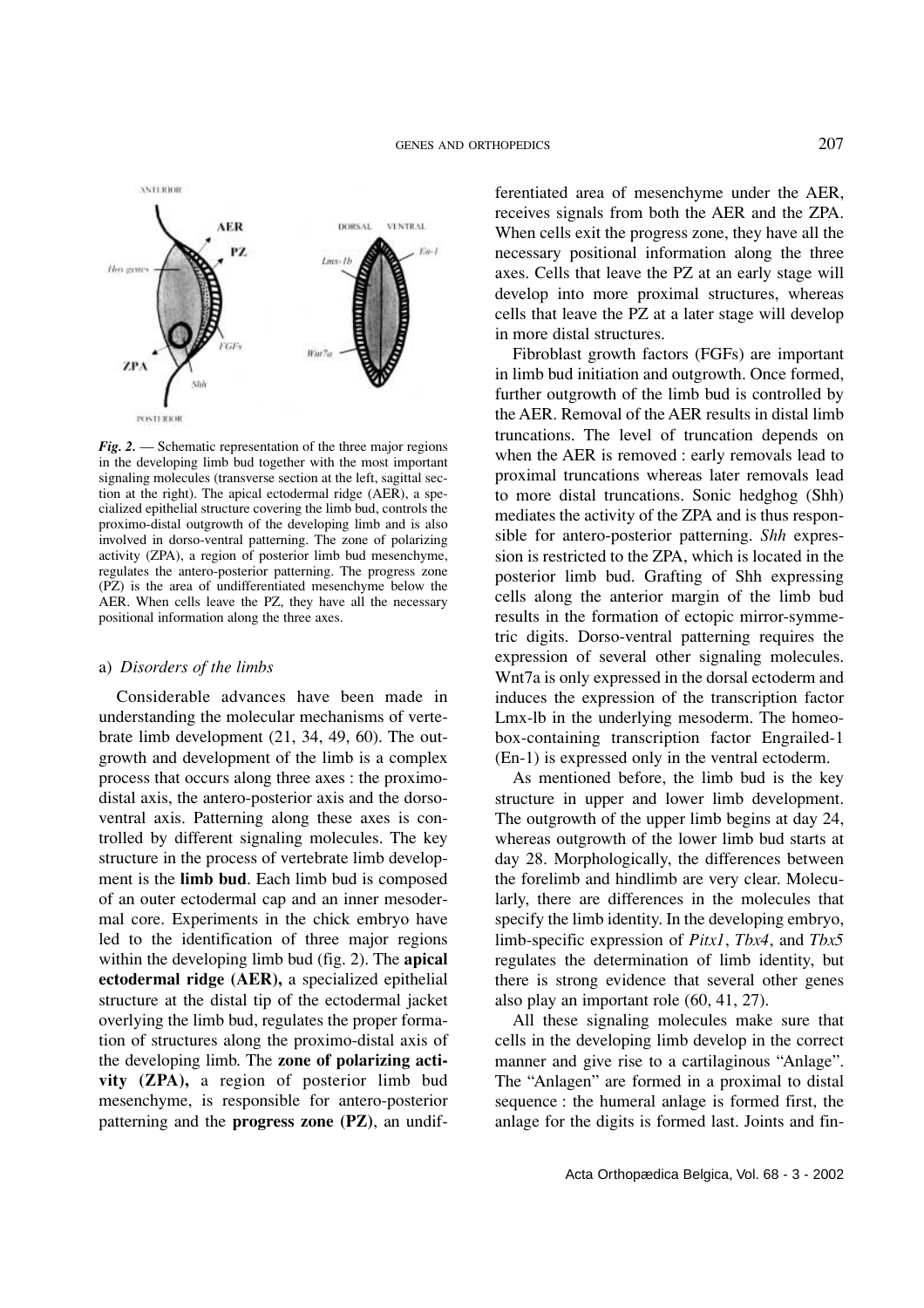*Fig. 2.* — Schematic representation of the three major regions in the developing limb bud together with the most important signaling molecules (transverse section at the left, sagittal section at the right). The apical ectodermal ridge (AER), a specialized epithelial structure covering the limb bud, controls the proximo-distal outgrowth of the developing limb and is also involved in dorso-ventral patterning. The zone of polarizing activity (ZPA), a region of posterior limb bud mesenchyme, regulates the antero-posterior patterning. The progress zone (PZ) is the area of undifferentiated mesenchyme below the AER. When cells leave the PZ, they have all the necessary positional information along the three axes.

### a) *Disorders of the limbs*

Considerable advances have been made in understanding the molecular mechanisms of vertebrate limb development (21, 34, 49, 60). The outgrowth and development of the limb is a complex process that occurs along three axes : the proximo-distal axis, the antero-posterior axis and the dorso-ventral axis. Patterning along these axes is controlled by different signaling molecules. The key structure in the process of vertebrate limb development is the **limb bud**. Each limb bud is composed of an outer ectodermal cap and an inner mesodermal core. Experiments in the chick embryo have led to the identification of three major regions within the developing limb bud (fig. 2). The **apical ectodermal ridge (AER),** a specialized epithelial structure at the distal tip of the ectodermal jacket overlying the limb bud, regulates the proper formation of structures along the proximo-distal axis of the developing limb. The **zone of polarizing activity (ZPA),** a region of posterior limb bud mesenchyme, is responsible for antero-posterior patterning and the **progress zone (PZ)**, an undifferentiated area of mesenchyme under the AER, receives signals from both the AER and the ZPA. When cells exit the progress zone, they have all the necessary positional information along the three axes. Cells that leave the PZ at an early stage will develop into more proximal structures, whereas cells that leave the PZ at a later stage will develop in more distal structures.

Fibroblast growth factors (FGFs) are important in limb bud initiation and outgrowth. Once formed, further outgrowth of the limb bud is controlled by the AER. Removal of the AER results in distal limb truncations. The level of truncation depends on when the AER is removed : early removals lead to proximal truncations whereas later removals lead to more distal truncations. Sonic hedghog (Shh) mediates the activity of the ZPA and is thus responsible for antero-posterior patterning. *Shh* expression is restricted to the ZPA, which is located in the posterior limb bud. Grafting of Shh expressing cells along the anterior margin of the limb bud results in the formation of ectopic mirror-symmetric digits. Dorso-ventral patterning requires the expression of several other signaling molecules. Wnt7a is only expressed in the dorsal ectoderm and induces the expression of the transcription factor Lmx-lb in the underlying mesoderm. The homeobox-containing transcription factor Engrailed-1 (En-1) is expressed only in the ventral ectoderm.

As mentioned before, the limb bud is the key structure in upper and lower limb development. The outgrowth of the upper limb begins at day 24, whereas outgrowth of the lower limb bud starts at day 28. Morphologically, the differences between the forelimb and hindlimb are very clear. Molecularly, there are differences in the molecules that specify the limb identity. In the developing embryo, limb-specific expression of *Pitx1*, *Tbx4*, and *Tbx5* regulates the determination of limb identity, but there is strong evidence that several other genes also play an important role (60, 41, 27).

All these signaling molecules make sure that cells in the developing limb develop in the correct manner and give rise to a cartilaginous "Anlage". The "Anlagen" are formed in a proximal to distal sequence : the humeral anlage is formed first, the anlage for the digits is formed last. Joints and fin-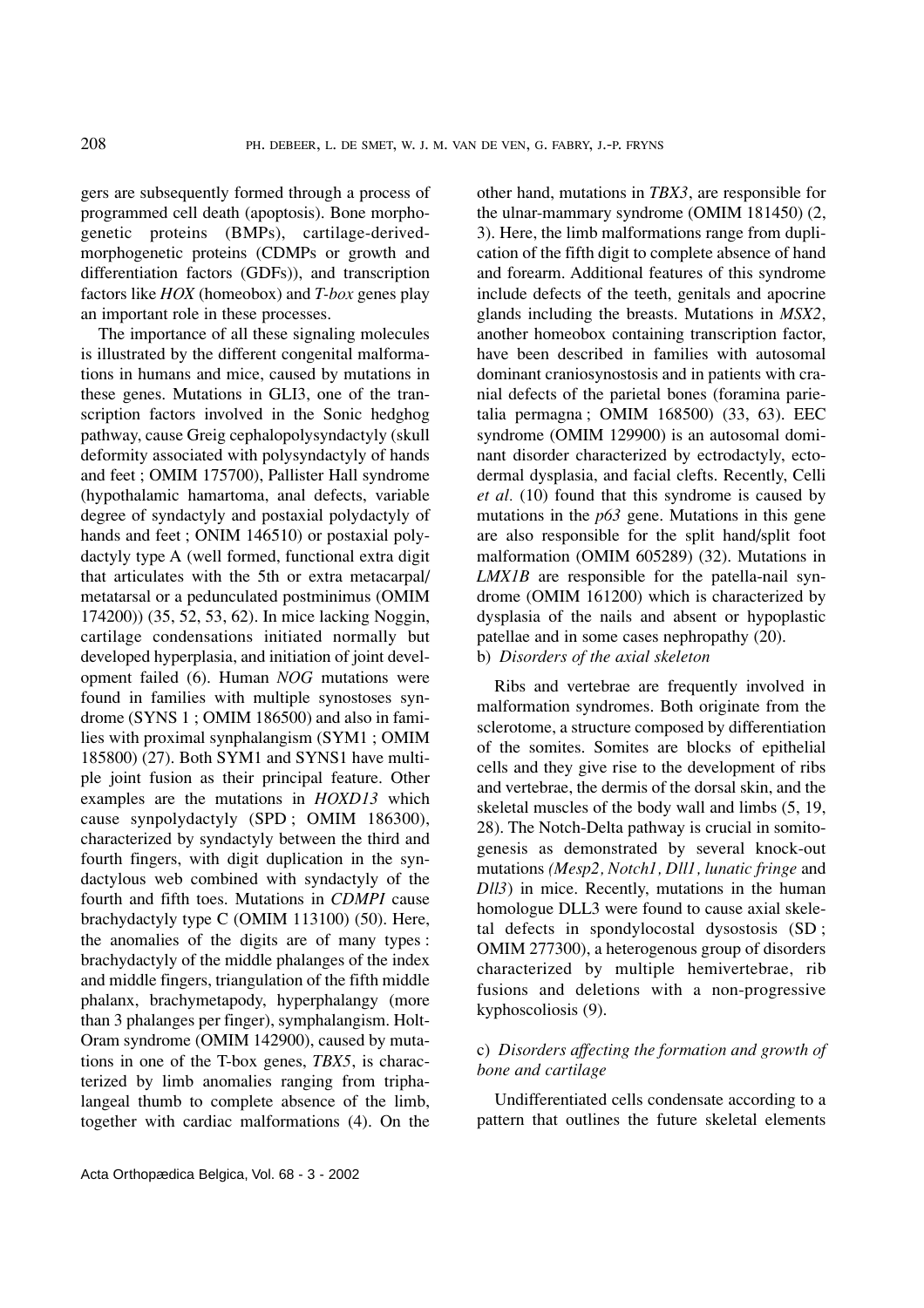gers are subsequently formed through a process of programmed cell death (apoptosis). Bone morphogenetic proteins (BMPs), cartilage-derived-morphogenetic proteins (CDMPs or growth and differentiation factors (GDFs)), and transcription factors like *HOX* (homeobox) and *T-box* genes play an important role in these processes.

The importance of all these signaling molecules is illustrated by the different congenital malformations in humans and mice, caused by mutations in these genes. Mutations in GLI3, one of the transcription factors involved in the Sonic hedghog pathway, cause Greig cephalopolysyndactyly (skull deformity associated with polysyndactyly of hands and feet ; OMIM 175700), Pallister Hall syndrome (hypothalamic hamartoma, anal defects, variable degree of syndactyly and postaxial polydactyly of hands and feet ; ONIM 146510) or postaxial polydactyly type A (well formed, functional extra digit that articulates with the 5th or extra metacarpal/ metatarsal or a pedunculated postminimus (OMIM 174200)) (35, 52, 53, 62). In mice lacking Noggin, cartilage condensations initiated normally but developed hyperplasia, and initiation of joint development failed (6). Human *NOG* mutations were found in families with multiple synostoses syndrome (SYNS 1 ; OMIM 186500) and also in families with proximal synphalangism (SYM1 ; OMIM 185800) (27). Both SYM1 and SYNS1 have multiple joint fusion as their principal feature. Other examples are the mutations in *HOXD13* which cause synpolydactyly (SPD ; OMIM 186300), characterized by syndactyly between the third and fourth fingers, with digit duplication in the syndactylous web combined with syndactyly of the fourth and fifth toes. Mutations in *CDMPI* cause brachydactyly type C (OMIM 113100) (50). Here, the anomalies of the digits are of many types : brachydactyly of the middle phalanges of the index and middle fingers, triangulation of the fifth middle phalanx, brachymetapody, hyperphalangy (more than 3 phalanges per finger), symphalangism. Holt-Oram syndrome (OMIM 142900), caused by mutations in one of the T-box genes, *TBX5*, is characterized by limb anomalies ranging from triphalangeal thumb to complete absence of the limb, together with cardiac malformations (4). On the other hand, mutations in *TBX3*, are responsible for the ulnar-mammary syndrome (OMIM 181450) (2, 3). Here, the limb malformations range from duplication of the fifth digit to complete absence of hand and forearm. Additional features of this syndrome include defects of the teeth, genitals and apocrine glands including the breasts. Mutations in *MSX2*, another homeobox containing transcription factor, have been described in families with autosomal dominant craniosynostosis and in patients with cranial defects of the parietal bones (foramina parietalia permagna ; OMIM 168500) (33, 63). EEC syndrome (OMIM 129900) is an autosomal dominant disorder characterized by ectrodactyly, ectodermal dysplasia, and facial clefts. Recently, Celli *et al.* (10) found that this syndrome is caused by mutations in the *p63* gene. Mutations in this gene are also responsible for the split hand/split foot malformation (OMIM 605289) (32). Mutations in *LMX1B* are responsible for the patella-nail syndrome (OMIM 161200) which is characterized by dysplasia of the nails and absent or hypoplastic patellae and in some cases nephropathy (20).

b) *Disorders of the axial skeleton*

Ribs and vertebrae are frequently involved in malformation syndromes. Both originate from the sclerotome, a structure composed by differentiation of the somites. Somites are blocks of epithelial cells and they give rise to the development of ribs and vertebrae, the dermis of the dorsal skin, and the skeletal muscles of the body wall and limbs (5, 19, 28). The Notch-Delta pathway is crucial in somitogenesis as demonstrated by several knock-out mutations *(Mesp2, Notch1, Dll1, lunatic fringe* and *Dll3*) in mice. Recently, mutations in the human homologue DLL3 were found to cause axial skeletal defects in spondylocostal dysostosis (SD ; OMIM 277300), a heterogenous group of disorders characterized by multiple hemivertebrae, rib fusions and deletions with a non-progressive kyphoscoliosis (9).

c) *Disorders affecting the formation and growth of bone and cartilage*

Undifferentiated cells condensate according to a pattern that outlines the future skeletal elements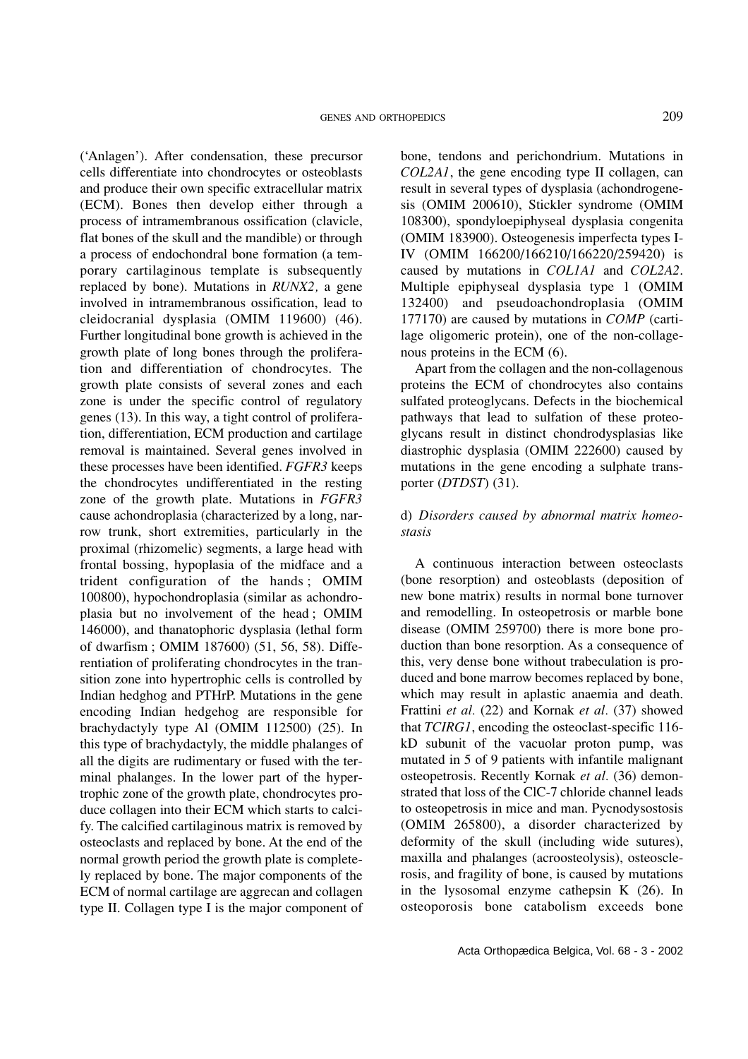('Anlagen'). After condensation, these precursor cells differentiate into chondrocytes or osteoblasts and produce their own specific extracellular matrix (ECM). Bones then develop either through a process of intramembranous ossification (clavicle, flat bones of the skull and the mandible) or through a process of endochondral bone formation (a temporary cartilaginous template is subsequently replaced by bone). Mutations in *RUNX2,* a gene involved in intramembranous ossification, lead to cleidocranial dysplasia (OMIM 119600) (46). Further longitudinal bone growth is achieved in the growth plate of long bones through the proliferation and differentiation of chondrocytes. The growth plate consists of several zones and each zone is under the specific control of regulatory genes (13). In this way, a tight control of proliferation, differentiation, ECM production and cartilage removal is maintained. Several genes involved in these processes have been identified. *FGFR3* keeps the chondrocytes undifferentiated in the resting zone of the growth plate. Mutations in *FGFR3* cause achondroplasia (characterized by a long, narrow trunk, short extremities, particularly in the proximal (rhizomelic) segments, a large head with frontal bossing, hypoplasia of the midface and a trident configuration of the hands ; OMIM 100800), hypochondroplasia (similar as achondroplasia but no involvement of the head ; OMIM 146000), and thanatophoric dysplasia (lethal form of dwarfism ; OMIM 187600) (51, 56, 58). Differentiation of proliferating chondrocytes in the transition zone into hypertrophic cells is controlled by Indian hedghog and PTHrP. Mutations in the gene encoding Indian hedgehog are responsible for brachydactyly type Al (OMIM 112500) (25). In this type of brachydactyly, the middle phalanges of all the digits are rudimentary or fused with the terminal phalanges. In the lower part of the hypertrophic zone of the growth plate, chondrocytes produce collagen into their ECM which starts to calcify. The calcified cartilaginous matrix is removed by osteoclasts and replaced by bone. At the end of the normal growth period the growth plate is completely replaced by bone. The major components of the ECM of normal cartilage are aggrecan and collagen type II. Collagen type I is the major component of bone, tendons and perichondrium. Mutations in *COL2A1*, the gene encoding type II collagen, can result in several types of dysplasia (achondrogenesis (OMIM 200610), Stickler syndrome (OMIM 108300), spondyloepiphyseal dysplasia congenita (OMIM 183900). Osteogenesis imperfecta types I-IV (OMIM 166200/166210/166220/259420) is caused by mutations in *COL1A1* and *COL2A2*. Multiple epiphyseal dysplasia type 1 (OMIM 132400) and pseudoachondroplasia (OMIM 177170) are caused by mutations in *COMP* (cartilage oligomeric protein), one of the non-collagenous proteins in the ECM (6).

Apart from the collagen and the non-collagenous proteins the ECM of chondrocytes also contains sulfated proteoglycans. Defects in the biochemical pathways that lead to sulfation of these proteoglycans result in distinct chondrodysplasias like diastrophic dysplasia (OMIM 222600) caused by mutations in the gene encoding a sulphate transporter (*DTDST*) (31).

d) *Disorders caused by abnormal matrix homeostasis*

A continuous interaction between osteoclasts (bone resorption) and osteoblasts (deposition of new bone matrix) results in normal bone turnover and remodelling. In osteopetrosis or marble bone disease (OMIM 259700) there is more bone production than bone resorption. As a consequence of this, very dense bone without trabeculation is produced and bone marrow becomes replaced by bone, which may result in aplastic anaemia and death. Frattini *et al.* (22) and Kornak *et al.* (37) showed that *TCIRG1*, encoding the osteoclast-specific 116-kD subunit of the vacuolar proton pump, was mutated in 5 of 9 patients with infantile malignant osteopetrosis. Recently Kornak *et al.* (36) demonstrated that loss of the ClC-7 chloride channel leads to osteopetrosis in mice and man. Pycnodysostosis (OMIM 265800), a disorder characterized by deformity of the skull (including wide sutures), maxilla and phalanges (acroosteolysis), osteosclerosis, and fragility of bone, is caused by mutations in the lysosomal enzyme cathepsin K (26). In osteoporosis bone catabolism exceeds bone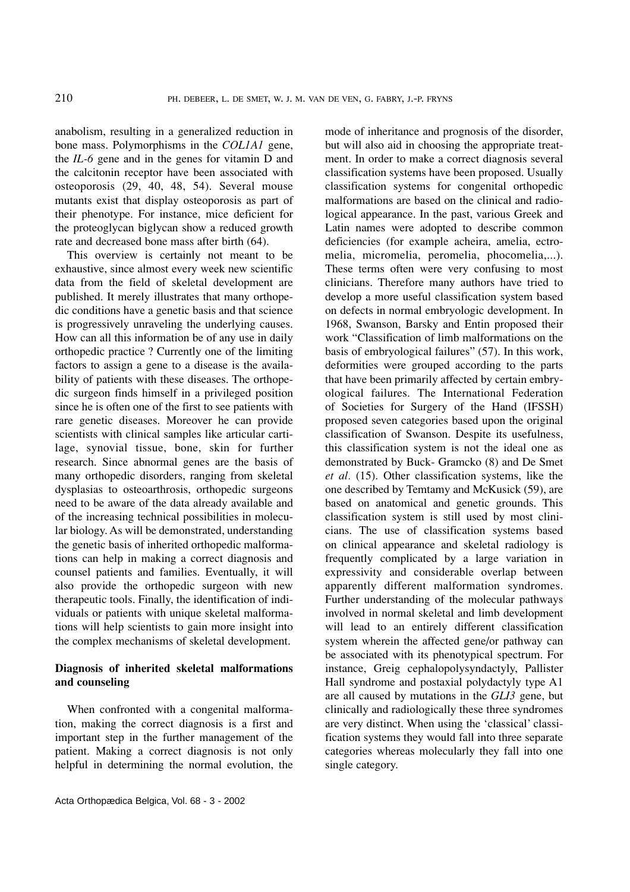anabolism, resulting in a generalized reduction in bone mass. Polymorphisms in the *COL1A1* gene, the *IL-6* gene and in the genes for vitamin D and the calcitonin receptor have been associated with osteoporosis (29, 40, 48, 54). Several mouse mutants exist that display osteoporosis as part of their phenotype. For instance, mice deficient for the proteoglycan biglycan show a reduced growth rate and decreased bone mass after birth (64).

This overview is certainly not meant to be exhaustive, since almost every week new scientific data from the field of skeletal development are published. It merely illustrates that many orthopedic conditions have a genetic basis and that science is progressively unraveling the underlying causes. How can all this information be of any use in daily orthopedic practice ? Currently one of the limiting factors to assign a gene to a disease is the availability of patients with these diseases. The orthopedic surgeon finds himself in a privileged position since he is often one of the first to see patients with rare genetic diseases. Moreover he can provide scientists with clinical samples like articular cartilage, synovial tissue, bone, skin for further research. Since abnormal genes are the basis of many orthopedic disorders, ranging from skeletal dysplasias to osteoarthrosis, orthopedic surgeons need to be aware of the data already available and of the increasing technical possibilities in molecular biology. As will be demonstrated, understanding the genetic basis of inherited orthopedic malformations can help in making a correct diagnosis and counsel patients and families. Eventually, it will also provide the orthopedic surgeon with new therapeutic tools. Finally, the identification of individuals or patients with unique skeletal malformations will help scientists to gain more insight into the complex mechanisms of skeletal development.

## Diagnosis of inherited skeletal malformations and counseling

When confronted with a congenital malformation, making the correct diagnosis is a first and important step in the further management of the patient. Making a correct diagnosis is not only helpful in determining the normal evolution, the mode of inheritance and prognosis of the disorder, but will also aid in choosing the appropriate treatment. In order to make a correct diagnosis several classification systems have been proposed. Usually classification systems for congenital orthopedic malformations are based on the clinical and radiological appearance. In the past, various Greek and Latin names were adopted to describe common deficiencies (for example acheira, amelia, ectromelia, micromelia, peromelia, phocomelia,...). These terms often were very confusing to most clinicians. Therefore many authors have tried to develop a more useful classification system based on defects in normal embryologic development. In 1968, Swanson, Barsky and Entin proposed their work "Classification of limb malformations on the basis of embryological failures" (57). In this work, deformities were grouped according to the parts that have been primarily affected by certain embryological failures. The International Federation of Societies for Surgery of the Hand (IFSSH) proposed seven categories based upon the original classification of Swanson. Despite its usefulness, this classification system is not the ideal one as demonstrated by Buck- Gramcko (8) and De Smet *et al.* (15). Other classification systems, like the one described by Temtamy and McKusick (59), are based on anatomical and genetic grounds. This classification system is still used by most clinicians. The use of classification systems based on clinical appearance and skeletal radiology is frequently complicated by a large variation in expressivity and considerable overlap between apparently different malformation syndromes. Further understanding of the molecular pathways involved in normal skeletal and limb development will lead to an entirely different classification system wherein the affected gene/or pathway can be associated with its phenotypical spectrum. For instance, Greig cephalopolysyndactyly, Pallister Hall syndrome and postaxial polydactyly type A1 are all caused by mutations in the *GLI3* gene, but clinically and radiologically these three syndromes are very distinct. When using the 'classical' classification systems they would fall into three separate categories whereas molecularly they fall into one single category.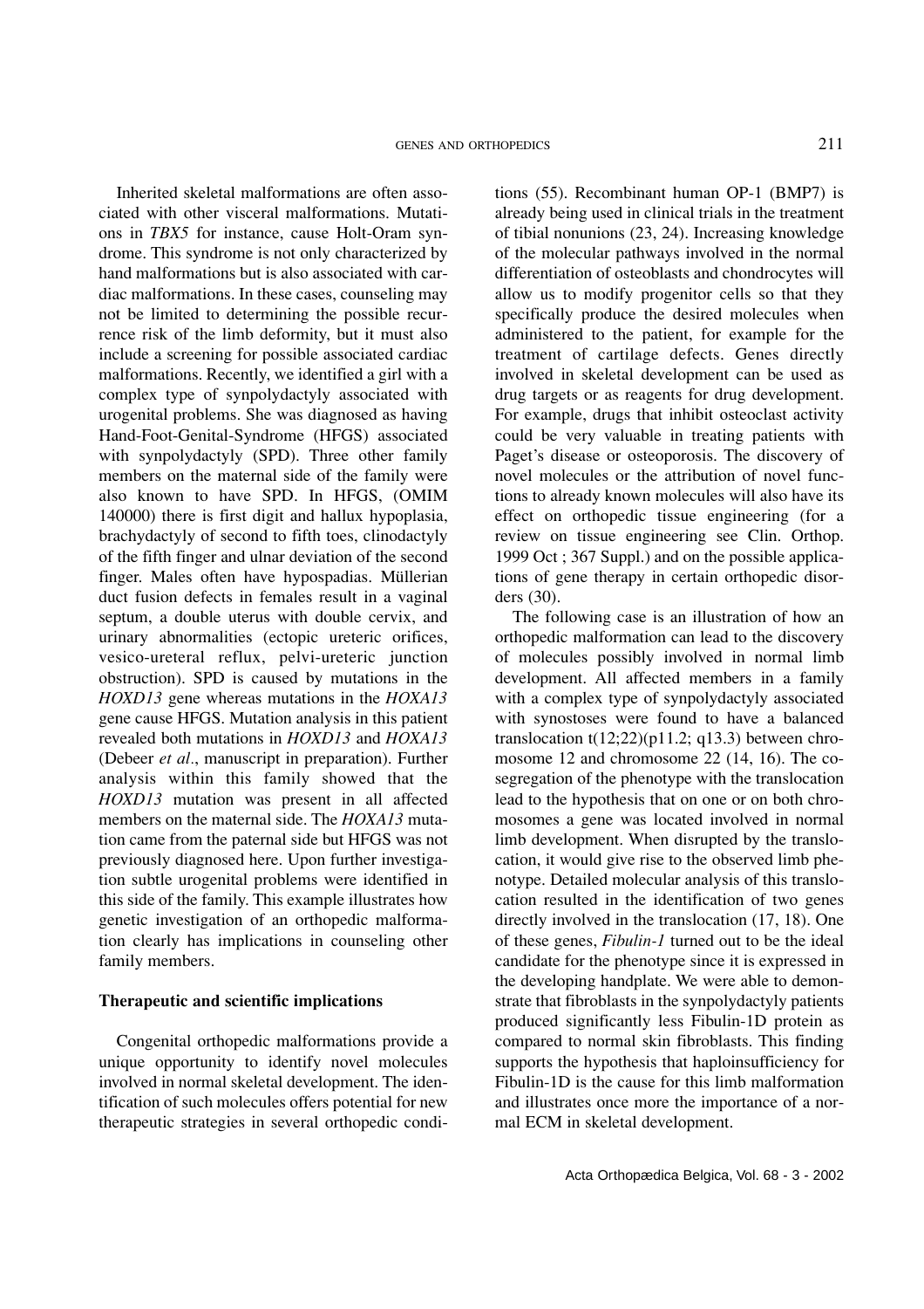Inherited skeletal malformations are often associated with other visceral malformations. Mutations in *TBX5* for instance, cause Holt-Oram syndrome. This syndrome is not only characterized by hand malformations but is also associated with cardiac malformations. In these cases, counseling may not be limited to determining the possible recurrence risk of the limb deformity, but it must also include a screening for possible associated cardiac malformations. Recently, we identified a girl with a complex type of synpolydactyly associated with urogenital problems. She was diagnosed as having Hand-Foot-Genital-Syndrome (HFGS) associated with synpolydactyly (SPD). Three other family members on the maternal side of the family were also known to have SPD. In HFGS, (OMIM 140000) there is first digit and hallux hypoplasia, brachydactyly of second to fifth toes, clinodactyly of the fifth finger and ulnar deviation of the second finger. Males often have hypospadias. Müllerian duct fusion defects in females result in a vaginal septum, a double uterus with double cervix, and urinary abnormalities (ectopic ureteric orifices, vesico-ureteral reflux, pelvi-ureteric junction obstruction). SPD is caused by mutations in the *HOXD13* gene whereas mutations in the *HOXA13* gene cause HFGS. Mutation analysis in this patient revealed both mutations in *HOXD13* and *HOXA13* (Debeer *et al*., manuscript in preparation). Further analysis within this family showed that the *HOXD13* mutation was present in all affected members on the maternal side. The *HOXA13* mutation came from the paternal side but HFGS was not previously diagnosed here. Upon further investigation subtle urogenital problems were identified in this side of the family. This example illustrates how genetic investigation of an orthopedic malformation clearly has implications in counseling other family members.

**Therapeutic and scientific implications**

Congenital orthopedic malformations provide a unique opportunity to identify novel molecules involved in normal skeletal development. The identification of such molecules offers potential for new therapeutic strategies in several orthopedic conditions (55). Recombinant human OP-1 (BMP7) is already being used in clinical trials in the treatment of tibial nonunions (23, 24). Increasing knowledge of the molecular pathways involved in the normal differentiation of osteoblasts and chondrocytes will allow us to modify progenitor cells so that they specifically produce the desired molecules when administered to the patient, for example for the treatment of cartilage defects. Genes directly involved in skeletal development can be used as drug targets or as reagents for drug development. For example, drugs that inhibit osteoclast activity could be very valuable in treating patients with Paget's disease or osteoporosis. The discovery of novel molecules or the attribution of novel functions to already known molecules will also have its effect on orthopedic tissue engineering (for a review on tissue engineering see Clin. Orthop. 1999 Oct ; 367 Suppl.) and on the possible applications of gene therapy in certain orthopedic disorders (30).

The following case is an illustration of how an orthopedic malformation can lead to the discovery of molecules possibly involved in normal limb development. All affected members in a family with a complex type of synpolydactyly associated with synostoses were found to have a balanced translocation t(12;22)(p11.2; q13.3) between chromosome 12 and chromosome 22 (14, 16). The cosegregation of the phenotype with the translocation lead to the hypothesis that on one or on both chromosomes a gene was located involved in normal limb development. When disrupted by the translocation, it would give rise to the observed limb phenotype. Detailed molecular analysis of this translocation resulted in the identification of two genes directly involved in the translocation (17, 18). One of these genes, *Fibulin-1* turned out to be the ideal candidate for the phenotype since it is expressed in the developing handplate. We were able to demonstrate that fibroblasts in the synpolydactyly patients produced significantly less Fibulin-1D protein as compared to normal skin fibroblasts. This finding supports the hypothesis that haploinsufficiency for Fibulin-1D is the cause for this limb malformation and illustrates once more the importance of a normal ECM in skeletal development.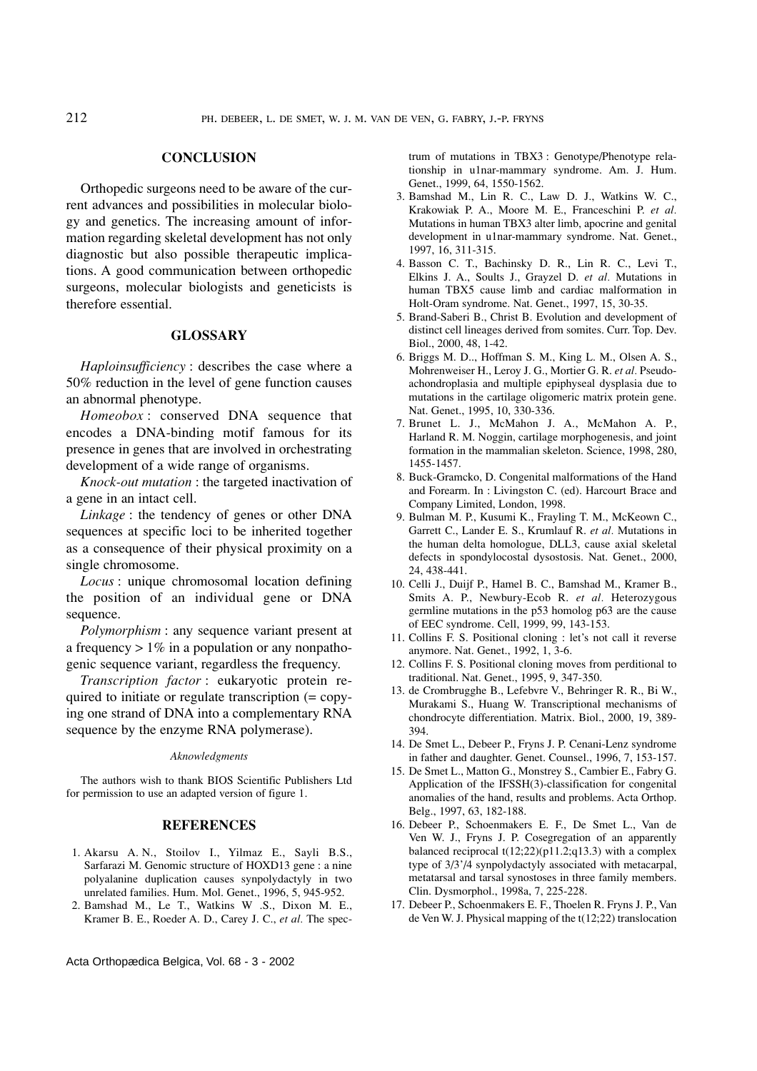## CONCLUSION

Orthopedic surgeons need to be aware of the current advances and possibilities in molecular biology and genetics. The increasing amount of information regarding skeletal development has not only diagnostic but also possible therapeutic implications. A good communication between orthopedic surgeons, molecular biologists and geneticists is therefore essential.

## GLOSSARY

*Haploinsufficiency* : describes the case where a 50% reduction in the level of gene function causes an abnormal phenotype.

*Homeobox* : conserved DNA sequence that encodes a DNA-binding motif famous for its presence in genes that are involved in orchestrating development of a wide range of organisms.

*Knock-out mutation* : the targeted inactivation of a gene in an intact cell.

*Linkage* : the tendency of genes or other DNA sequences at specific loci to be inherited together as a consequence of their physical proximity on a single chromosome.

*Locus* : unique chromosomal location defining the position of an individual gene or DNA sequence.

*Polymorphism* : any sequence variant present at a frequency > 1% in a population or any nonpathogenic sequence variant, regardless the frequency.

*Transcription factor* : eukaryotic protein required to initiate or regulate transcription (= copying one strand of DNA into a complementary RNA sequence by the enzyme RNA polymerase).

*Aknowledgments*

The authors wish to thank BIOS Scientific Publishers Ltd for permission to use an adapted version of figure 1.

## REFERENCES

1. Akarsu A. N., Stoilov I., Yilmaz E., Sayli B.S., Sarfarazi M. Genomic structure of HOXD13 gene : a nine polyalanine duplication causes synpolydactyly in two unrelated families. Hum. Mol. Genet., 1996, 5, 945-952.
2. Bamshad M., Le T., Watkins W .S., Dixon M. E., Kramer B. E., Roeder A. D., Carey J. C., *et al.* The spectrum of mutations in TBX3 : Genotype/Phenotype relationship in u1nar-mammary syndrome. Am. J. Hum. Genet., 1999, 64, 1550-1562.
3. Bamshad M., Lin R. C., Law D. J., Watkins W. C., Krakowiak P. A., Moore M. E., Franceschini P. *et al.* Mutations in human TBX3 alter limb, apocrine and genital development in u1nar-mammary syndrome. Nat. Genet., 1997, 16, 311-315.
4. Basson C. T., Bachinsky D. R., Lin R. C., Levi T., Elkins J. A., Soults J., Grayzel D. *et al.* Mutations in human TBX5 cause limb and cardiac malformation in Holt-Oram syndrome. Nat. Genet., 1997, 15, 30-35.
5. Brand-Saberi B., Christ B. Evolution and development of distinct cell lineages derived from somites. Curr. Top. Dev. Biol., 2000, 48, 1-42.
6. Briggs M. D.., Hoffman S. M., King L. M., Olsen A. S., Mohrenweiser H., Leroy J. G., Mortier G. R. *et al.* Pseudoachondroplasia and multiple epiphyseal dysplasia due to mutations in the cartilage oligomeric matrix protein gene. Nat. Genet., 1995, 10, 330-336.
7. Brunet L. J., McMahon J. A., McMahon A. P., Harland R. M. Noggin, cartilage morphogenesis, and joint formation in the mammalian skeleton. Science, 1998, 280, 1455-1457.
8. Buck-Gramcko, D. Congenital malformations of the Hand and Forearm. In : Livingston C. (ed). Harcourt Brace and Company Limited, London, 1998.
9. Bulman M. P., Kusumi K., Frayling T. M., McKeown C., Garrett C., Lander E. S., Krumlauf R. *et al.* Mutations in the human delta homologue, DLL3, cause axial skeletal defects in spondylocostal dysostosis. Nat. Genet., 2000, 24, 438-441.
10. Celli J., Duijf P., Hamel B. C., Bamshad M., Kramer B., Smits A. P., Newbury-Ecob R. *et al.* Heterozygous germline mutations in the p53 homolog p63 are the cause of EEC syndrome. Cell, 1999, 99, 143-153.
11. Collins F. S. Positional cloning : let's not call it reverse anymore. Nat. Genet., 1992, 1, 3-6.
12. Collins F. S. Positional cloning moves from perditional to traditional. Nat. Genet., 1995, 9, 347-350.
13. de Crombrugghe B., Lefebvre V., Behringer R. R., Bi W., Murakami S., Huang W. Transcriptional mechanisms of chondrocyte differentiation. Matrix. Biol., 2000, 19, 389-394.
14. De Smet L., Debeer P., Fryns J. P. Cenani-Lenz syndrome in father and daughter. Genet. Counsel., 1996, 7, 153-157.
15. De Smet L., Matton G., Monstrey S., Cambier E., Fabry G. Application of the IFSSH(3)-classification for congenital anomalies of the hand, results and problems. Acta Orthop. Belg., 1997, 63, 182-188.
16. Debeer P., Schoenmakers E. F., De Smet L., Van de Ven W. J., Fryns J. P. Cosegregation of an apparently balanced reciprocal t(12;22)(p11.2;q13.3) with a complex type of 3/3'/4 synpolydactyly associated with metacarpal, metatarsal and tarsal synostoses in three family members. Clin. Dysmorphol., 1998a, 7, 225-228.
17. Debeer P., Schoenmakers E. F., Thoelen R. Fryns J. P., Van de Ven W. J. Physical mapping of the t(12;22) translocation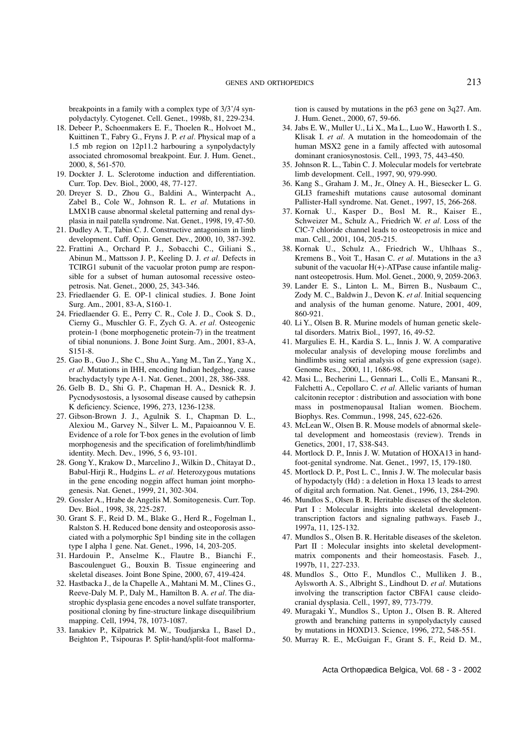breakpoints in a family with a complex type of 3/3'/4 synpolydactyly. Cytogenet. Cell. Genet., 1998b, 81, 229-234.

18. Debeer P., Schoenmakers E. F., Thoelen R., Holvoet M., Kuittinen T., Fabry G., Fryns J. P. *et al*. Physical map of a 1.5 mb region on 12p11.2 harbouring a synpolydactyly associated chromosomal breakpoint. Eur. J. Hum. Genet., 2000, 8, 561-570.
19. Dockter J. L. Sclerotome induction and differentiation. Curr. Top. Dev. Biol., 2000, 48, 77-127.
20. Dreyer S. D., Zhou G., Baldini A., Winterpacht A., Zabel B., Cole W., Johnson R. L. *et al*. Mutations in LMX1B cause abnormal skeletal patterning and renal dysplasia in nail patella syndrome. Nat. Genet., 1998, 19, 47-50.
21. Dudley A. T., Tabin C. J. Constructive antagonism in limb development. Cuff. Opin. Genet. Dev., 2000, 10, 387-392.
22. Frattini A., Orchard P. J., Sobacchi C., Giliani S., Abinun M., Mattsson J. P., Keeling D. J. *et al*. Defects in TCIRG1 subunit of the vacuolar proton pump are responsible for a subset of human autosomal recessive osteopetrosis. Nat. Genet., 2000, 25, 343-346.
23. Friedlaender G. E. OP-1 clinical studies. J. Bone Joint Surg. Am., 2001, 83-A, S160-1.
24. Friedlaender G. E., Perry C. R., Cole J. D., Cook S. D., Cierny G., Muschler G. F., Zych G. A. *et al*. Osteogenic protein-1 (bone morphogenetic protein-7) in the treatment of tibial nonunions. J. Bone Joint Surg. Am., 2001, 83-A, S151-8.
25. Gao B., Guo J., She C., Shu A., Yang M., Tan Z., Yang X., *et al*. Mutations in IHH, encoding Indian hedgehog, cause brachydactyly type A-1. Nat. Genet., 2001, 28, 386-388.
26. Gelb B. D., Shi G. P., Chapman H. A., Desnick R. J. Pycnodysostosis, a lysosomal disease caused by cathepsin K deficiency. Science, 1996, 273, 1236-1238.
27. Gibson-Brown J. J., Agulnik S. I., Chapman D. L., Alexiou M., Garvey N., Silver L. M., Papaioannou V. E. Evidence of a role for T-box genes in the evolution of limb morphogenesis and the specification of forelimb/hindlimb identity. Mech. Dev., 1996, 5 6, 93-101.
28. Gong Y., Krakow D., Marcelino J., Wilkin D., Chitayat D., Babul-Hirji R., Hudgins L. *et al*. Heterozygous mutations in the gene encoding noggin affect human joint morphogenesis. Nat. Genet., 1999, 21, 302-304.
29. Gossler A., Hrabe de Angelis M. Somitogenesis. Curr. Top. Dev. Biol., 1998, 38, 225-287.
30. Grant S. F., Reid D. M., Blake G., Herd R., Fogelman I., Ralston S. H. Reduced bone density and osteoporosis associated with a polymorphic Sp1 binding site in the collagen type I alpha 1 gene. Nat. Genet., 1996, 14, 203-205.
31. Hardouin P., Anselme K., Flautre B., Bianchi F., Bascoulenguet G., Bouxin B. Tissue engineering and skeletal diseases. Joint Bone Spine, 2000, 67, 419-424.
32. Hastbacka J., de la Chapelle A., Mahtani M. M., Clines G., Reeve-Daly M. P., Daly M., Hamilton B. A. *et al*. The diastrophic dysplasia gene encodes a novel sulfate transporter, positional cloning by fine-structure linkage disequilibrium mapping. Cell, 1994, 78, 1073-1087.
33. Ianakiev P., Kilpatrick M. W., Toudjarska I., Basel D., Beighton P., Tsipouras P. Split-hand/split-foot malformation is caused by mutations in the p63 gene on 3q27. Am. J. Hum. Genet., 2000, 67, 59-66.
34. Jabs E. W., Muller U., Li X., Ma L., Luo W., Haworth I. S., Klisak I. *et al*. A mutation in the homeodomain of the human MSX2 gene in a family affected with autosomal dominant craniosynostosis. Cell., 1993, 75, 443-450.
35. Johnson R. L., Tabin C. J. Molecular models for vertebrate limb development. Cell., 1997, 90, 979-990.
36. Kang S., Graham J. M., Jr., Olney A. H., Biesecker L. G. GLI3 frameshift mutations cause autosomal dominant Pallister-Hall syndrome. Nat. Genet., 1997, 15, 266-268.
37. Kornak U., Kasper D., Bosl M. R., Kaiser E., Schweizer M., Schulz A., Friedrich W. *et al*. Loss of the ClC-7 chloride channel leads to osteopetrosis in mice and man. Cell., 2001, 104, 205-215.
38. Kornak U., Schulz A., Friedrich W., Uhlhaas S., Kremens B., Voit T., Hasan C. *et al*. Mutations in the a3 subunit of the vacuolar H(+)-ATPase cause infantile malignant osteopetrosis. Hum. Mol. Genet., 2000, 9, 2059-2063.
39. Lander E. S., Linton L. M., Birren B., Nusbaum C., Zody M. C., Baldwin J., Devon K. *et al*. Initial sequencing and analysis of the human genome. Nature, 2001, 409, 860-921.
40. Li Y., Olsen B. R. Murine models of human genetic skeletal disorders. Matrix Biol., 1997, 16, 49-52.
41. Margulies E. H., Kardia S. L., Innis J. W. A comparative molecular analysis of developing mouse forelimbs and hindlimbs using serial analysis of gene expression (sage). Genome Res., 2000, 11, 1686-98.
42. Masi L., Becherini L., Gennari L., Colli E., Mansani R., Falchetti A., Cepollaro C. *et al*. Allelic variants of human calcitonin receptor : distribution and association with bone mass in postmenopausal Italian women. Biochem. Biophys. Res. Commun., 1998, 245, 622-626.
43. McLean W., Olsen B. R. Mouse models of abnormal skeletal development and homeostasis (review). Trends in Genetics, 2001, 17, S38-S43.
44. Mortlock D. P., Innis J. W. Mutation of HOXA13 in hand-foot-genital syndrome. Nat. Genet., 1997, 15, 179-180.
45. Mortlock D. P., Post L. C., Innis J. W. The molecular basis of hypodactyly (Hd) : a deletion in Hoxa 13 leads to arrest of digital arch formation. Nat. Genet., 1996, 13, 284-290.
46. Mundlos S., Olsen B. R. Heritable diseases of the skeleton. Part I : Molecular insights into skeletal development-transcription factors and signaling pathways. Faseb J., 1997a, 11, 125-132.
47. Mundlos S., Olsen B. R. Heritable diseases of the skeleton. Part II : Molecular insights into skeletal development-matrix components and their homeostasis. Faseb. J., 1997b, 11, 227-233.
48. Mundlos S., Otto F., Mundlos C., Mulliken J. B., Aylsworth A. S., Albright S., Lindhout D. *et al*. Mutations involving the transcription factor CBFA1 cause cleidocranial dysplasia. Cell., 1997, 89, 773-779.
49. Muragaki Y., Mundlos S., Upton J., Olsen B. R. Altered growth and branching patterns in synpolydactyly caused by mutations in HOXD13. Science, 1996, 272, 548-551.
50. Murray R. E., McGuigan F., Grant S. F., Reid D. M.,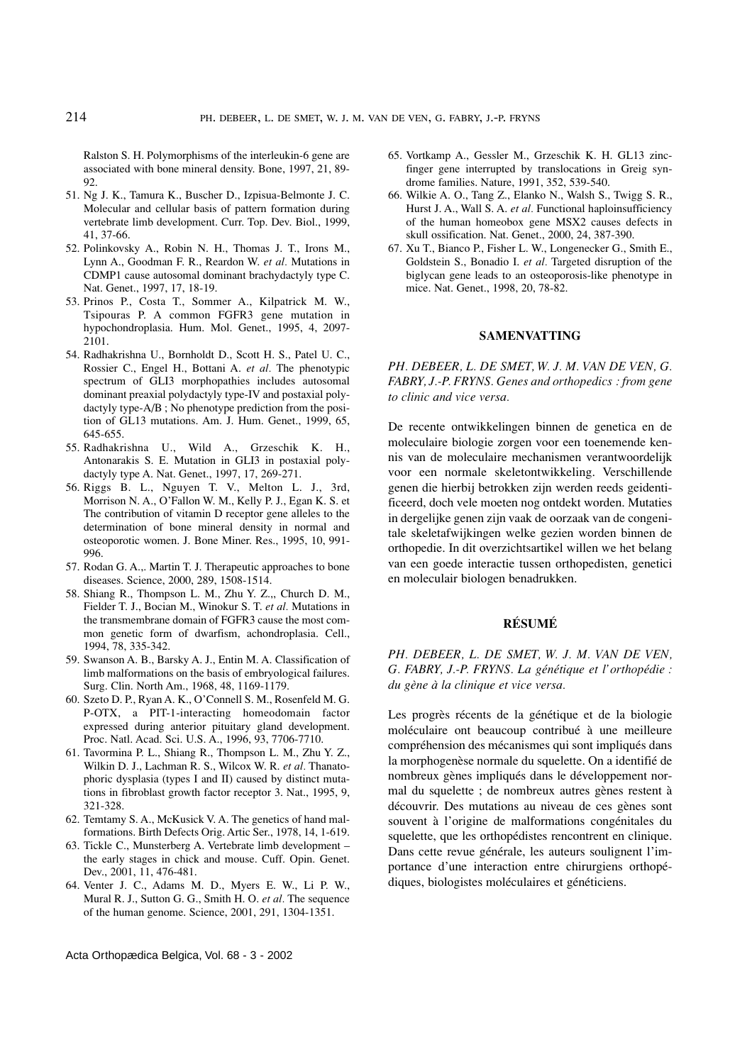Ralston S. H. Polymorphisms of the interleukin-6 gene are associated with bone mineral density. Bone, 1997, 21, 89-92.

51. Ng J. K., Tamura K., Buscher D., Izpisua-Belmonte J. C. Molecular and cellular basis of pattern formation during vertebrate limb development. Curr. Top. Dev. Biol., 1999, 41, 37-66.
52. Polinkovsky A., Robin N. H., Thomas J. T., Irons M., Lynn A., Goodman F. R., Reardon W. *et al.* Mutations in CDMP1 cause autosomal dominant brachydactyly type C. Nat. Genet., 1997, 17, 18-19.
53. Prinos P., Costa T., Sommer A., Kilpatrick M. W., Tsipouras P. A common FGFR3 gene mutation in hypochondroplasia. Hum. Mol. Genet., 1995, 4, 2097-2101.
54. Radhakrishna U., Bornholdt D., Scott H. S., Patel U. C., Rossier C., Engel H., Bottani A. *et al.* The phenotypic spectrum of GLI3 morphopathies includes autosomal dominant preaxial polydactyly type-IV and postaxial polydactyly type-A/B ; No phenotype prediction from the position of GL13 mutations. Am. J. Hum. Genet., 1999, 65, 645-655.
55. Radhakrishna U., Wild A., Grzeschik K. H., Antonarakis S. E. Mutation in GLI3 in postaxial polydactyly type A. Nat. Genet., 1997, 17, 269-271.
56. Riggs B. L., Nguyen T. V., Melton L. J., 3rd, Morrison N. A., O'Fallon W. M., Kelly P. J., Egan K. S. et The contribution of vitamin D receptor gene alleles to the determination of bone mineral density in normal and osteoporotic women. J. Bone Miner. Res., 1995, 10, 991-996.
57. Rodan G. A.,. Martin T. J. Therapeutic approaches to bone diseases. Science, 2000, 289, 1508-1514.
58. Shiang R., Thompson L. M., Zhu Y. Z.,, Church D. M., Fielder T. J., Bocian M., Winokur S. T. *et al.* Mutations in the transmembrane domain of FGFR3 cause the most common genetic form of dwarfism, achondroplasia. Cell., 1994, 78, 335-342.
59. Swanson A. B., Barsky A. J., Entin M. A. Classification of limb malformations on the basis of embryological failures. Surg. Clin. North Am., 1968, 48, 1169-1179.
60. Szeto D. P., Ryan A. K., O'Connell S. M., Rosenfeld M. G. P-OTX, a PIT-1-interacting homeodomain factor expressed during anterior pituitary gland development. Proc. Natl. Acad. Sci. U.S. A., 1996, 93, 7706-7710.
61. Tavormina P. L., Shiang R., Thompson L. M., Zhu Y. Z., Wilkin D. J., Lachman R. S., Wilcox W. R. *et al.* Thanatophoric dysplasia (types I and II) caused by distinct mutations in fibroblast growth factor receptor 3. Nat., 1995, 9, 321-328.
62. Temtamy S. A., McKusick V. A. The genetics of hand malformations. Birth Defects Orig. Artic Ser., 1978, 14, 1-619.
63. Tickle C., Munsterberg A. Vertebrate limb development – the early stages in chick and mouse. Cuff. Opin. Genet. Dev., 2001, 11, 476-481.
64. Venter J. C., Adams M. D., Myers E. W., Li P. W., Mural R. J., Sutton G. G., Smith H. O. *et al.* The sequence of the human genome. Science, 2001, 291, 1304-1351.
65. Vortkamp A., Gessler M., Grzeschik K. H. GL13 zinc-finger gene interrupted by translocations in Greig syndrome families. Nature, 1991, 352, 539-540.
66. Wilkie A. O., Tang Z., Elanko N., Walsh S., Twigg S. R., Hurst J. A., Wall S. A. *et al.* Functional haploinsufficiency of the human homeobox gene MSX2 causes defects in skull ossification. Nat. Genet., 2000, 24, 387-390.
67. Xu T., Bianco P., Fisher L. W., Longenecker G., Smith E., Goldstein S., Bonadio I. *et al.* Targeted disruption of the biglycan gene leads to an osteoporosis-like phenotype in mice. Nat. Genet., 1998, 20, 78-82.

## SAMENVATTING

*PH. DEBEER, L. DE SMET, W. J. M. VAN DE VEN, G. FABRY, J.-P. FRYNS. Genes and orthopedics : from gene to clinic and vice versa.*

De recente ontwikkelingen binnen de genetica en de moleculaire biologie zorgen voor een toenemende kennis van de moleculaire mechanismen verantwoordelijk voor een normale skeletontwikkeling. Verschillende genen die hierbij betrokken zijn werden reeds geidentificeerd, doch vele moeten nog ontdekt worden. Mutaties in dergelijke genen zijn vaak de oorzaak van de congenitale skeletafwijkingen welke gezien worden binnen de orthopedie. In dit overzichtsartikel willen we het belang van een goede interactie tussen orthopedisten, genetici en moleculair biologen benadrukken.

## RÉSUMÉ

*PH. DEBEER, L. DE SMET, W. J. M. VAN DE VEN, G. FABRY, J.-P. FRYNS. La génétique et l'orthopédie : du gène à la clinique et vice versa.*

Les progrès récents de la génétique et de la biologie moléculaire ont beaucoup contribué à une meilleure compréhension des mécanismes qui sont impliqués dans la morphogenèse normale du squelette. On a identifié de nombreux gènes impliqués dans le développement normal du squelette ; de nombreux autres gènes restent à découvrir. Des mutations au niveau de ces gènes sont souvent à l'origine de malformations congénitales du squelette, que les orthopédistes rencontrent en clinique. Dans cette revue générale, les auteurs soulignent l'importance d'une interaction entre chirurgiens orthopédiques, biologistes moléculaires et généticiens.